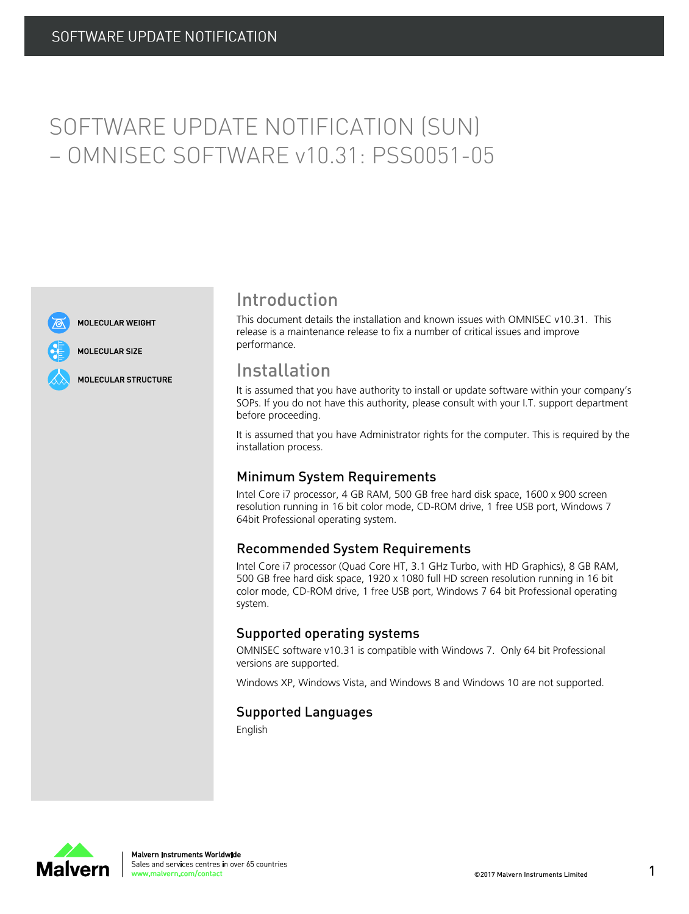# SOFTWARE UPDATE NOTIFICATION (SUN) – OMNISEC SOFTWARE v10.31: PSS0051-05

MOLECULAR WEIGHT

MOLECULAR SIZE

MOLECULAR STRUCTURE

## Introduction

This document details the installation and known issues with OMNISEC v10.31. This release is a maintenance release to fix a number of critical issues and improve performance.

## Installation

It is assumed that you have authority to install or update software within your company's SOPs. If you do not have this authority, please consult with your I.T. support department before proceeding.

It is assumed that you have Administrator rights for the computer. This is required by the installation process.

### Minimum System Requirements

Intel Core i7 processor, 4 GB RAM, 500 GB free hard disk space, 1600 x 900 screen resolution running in 16 bit color mode, CD-ROM drive, 1 free USB port, Windows 7 64bit Professional operating system.

### Recommended System Requirements

Intel Core i7 processor (Quad Core HT, 3.1 GHz Turbo, with HD Graphics), 8 GB RAM, 500 GB free hard disk space, 1920 x 1080 full HD screen resolution running in 16 bit color mode, CD-ROM drive, 1 free USB port, Windows 7 64 bit Professional operating system.

### Supported operating systems

OMNISEC software v10.31 is compatible with Windows 7. Only 64 bit Professional versions are supported.

Windows XP, Windows Vista, and Windows 8 and Windows 10 are not supported.

### Supported Languages

English

Malvern Instruments Worldwide
Sales and services centres in over 65 countries
www.malvern.com/contact

©2017 Malvern Instruments Limited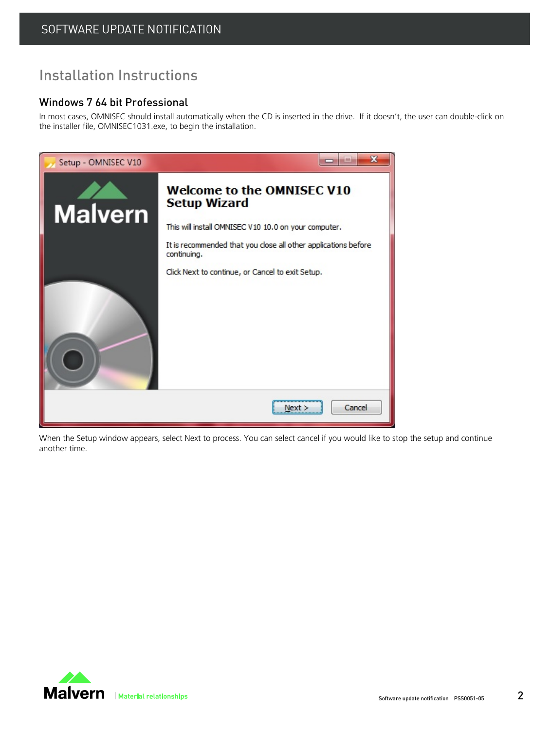# Installation Instructions

## Windows 7 64 bit Professional

In most cases, OMNISEC should install automatically when the CD is inserted in the drive. If it doesn't, the user can double-click on the installer file, OMNISEC1031.exe, to begin the installation.

When the Setup window appears, select Next to process. You can select cancel if you would like to stop the setup and continue another time.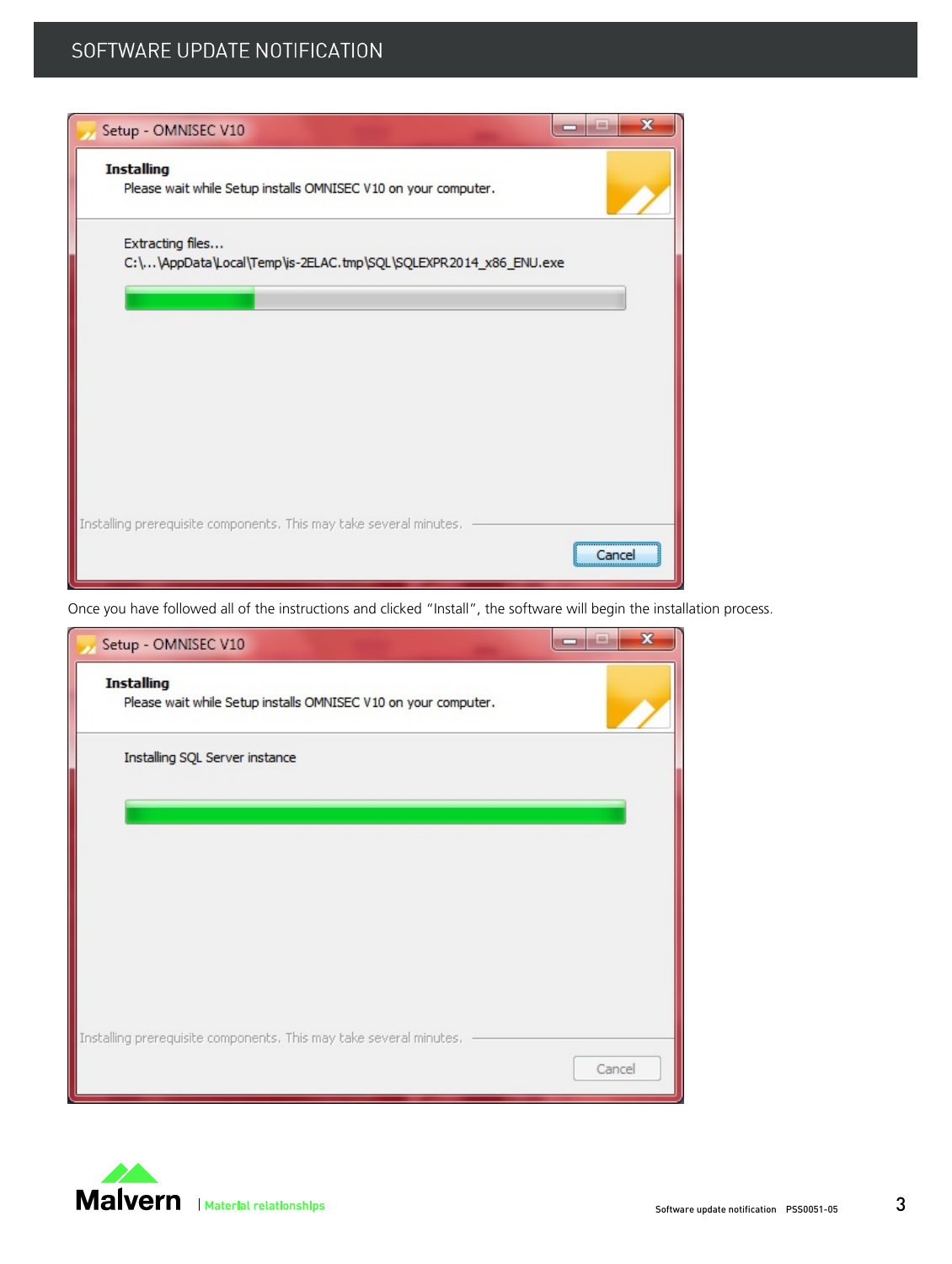Once you have followed all of the instructions and clicked "Install", the software will begin the installation process.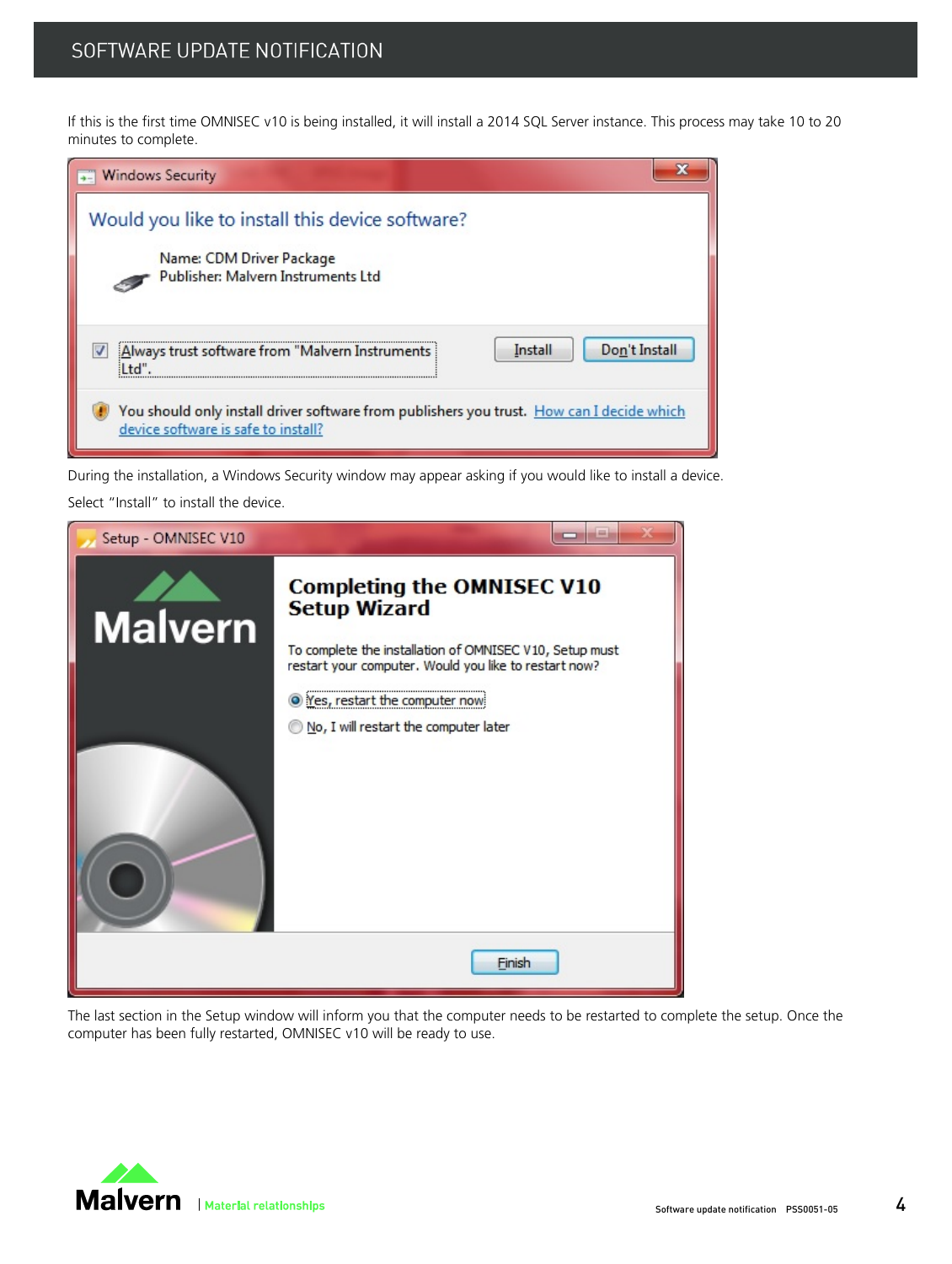If this is the first time OMNISEC v10 is being installed, it will install a 2014 SQL Server instance. This process may take 10 to 20 minutes to complete.

During the installation, a Windows Security window may appear asking if you would like to install a device.

Select "Install" to install the device.

The last section in the Setup window will inform you that the computer needs to be restarted to complete the setup. Once the computer has been fully restarted, OMNISEC v10 will be ready to use.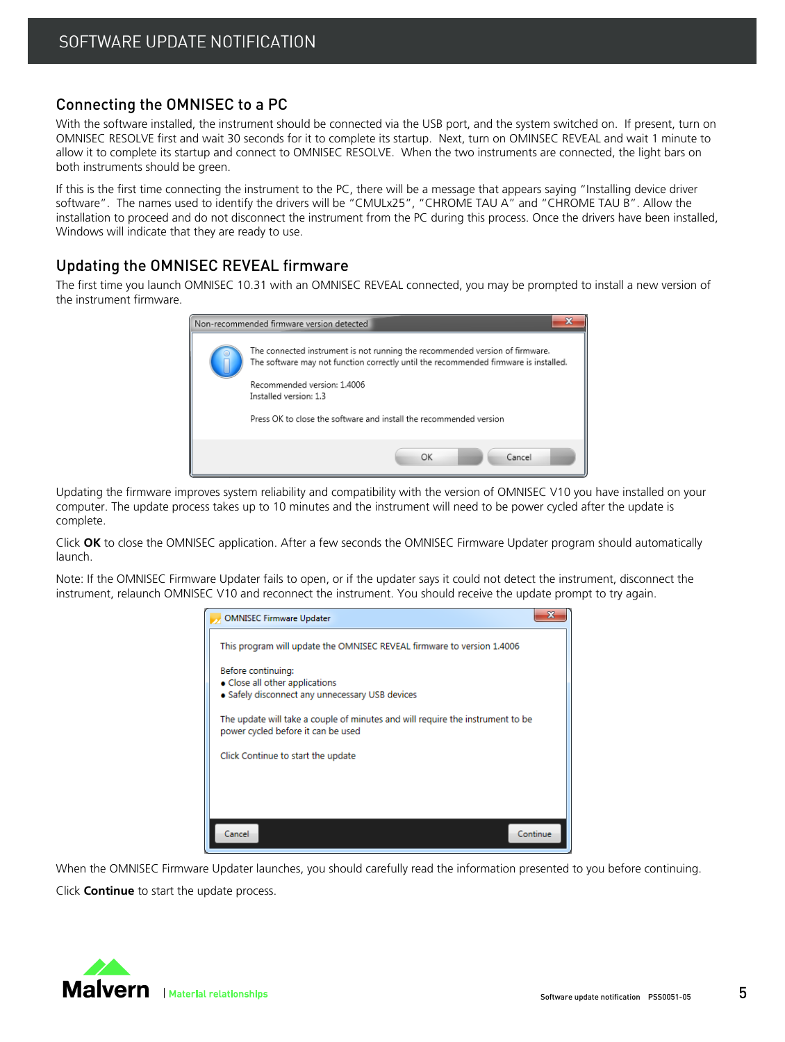## Connecting the OMNISEC to a PC

With the software installed, the instrument should be connected via the USB port, and the system switched on. If present, turn on OMNISEC RESOLVE first and wait 30 seconds for it to complete its startup. Next, turn on OMINSEC REVEAL and wait 1 minute to allow it to complete its startup and connect to OMNISEC RESOLVE. When the two instruments are connected, the light bars on both instruments should be green.

If this is the first time connecting the instrument to the PC, there will be a message that appears saying "Installing device driver software". The names used to identify the drivers will be "CMULx25", "CHROME TAU A" and "CHROME TAU B". Allow the installation to proceed and do not disconnect the instrument from the PC during this process. Once the drivers have been installed, Windows will indicate that they are ready to use.

## Updating the OMNISEC REVEAL firmware

The first time you launch OMNISEC 10.31 with an OMNISEC REVEAL connected, you may be prompted to install a new version of the instrument firmware.

Updating the firmware improves system reliability and compatibility with the version of OMNISEC V10 you have installed on your computer. The update process takes up to 10 minutes and the instrument will need to be power cycled after the update is complete.

Click **OK** to close the OMNISEC application. After a few seconds the OMNISEC Firmware Updater program should automatically launch.

Note: If the OMNISEC Firmware Updater fails to open, or if the updater says it could not detect the instrument, disconnect the instrument, relaunch OMNISEC V10 and reconnect the instrument. You should receive the update prompt to try again.

When the OMNISEC Firmware Updater launches, you should carefully read the information presented to you before continuing.

Click **Continue** to start the update process.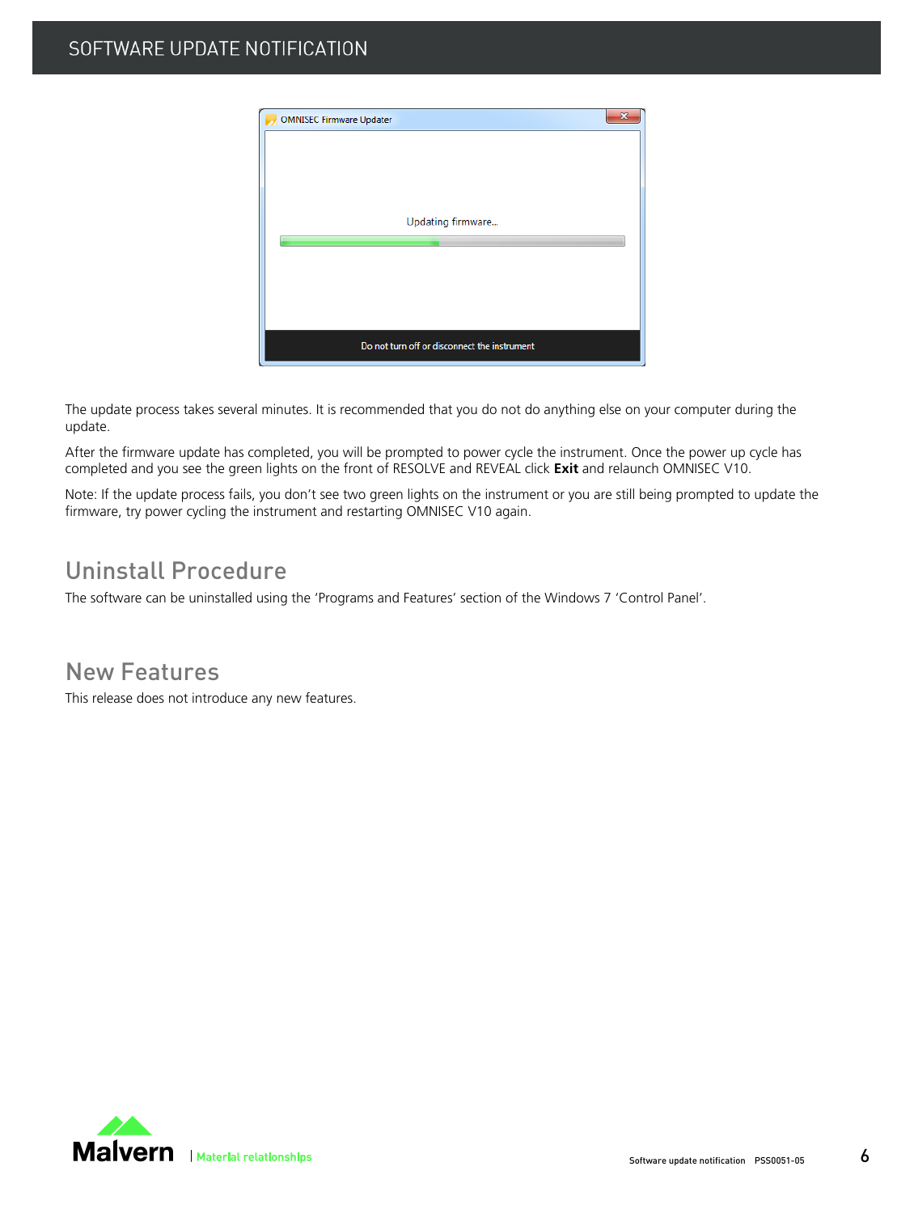The update process takes several minutes. It is recommended that you do not do anything else on your computer during the update.

After the firmware update has completed, you will be prompted to power cycle the instrument. Once the power up cycle has completed and you see the green lights on the front of RESOLVE and REVEAL click **Exit** and relaunch OMNISEC V10.

Note: If the update process fails, you don't see two green lights on the instrument or you are still being prompted to update the firmware, try power cycling the instrument and restarting OMNISEC V10 again.

## Uninstall Procedure

The software can be uninstalled using the 'Programs and Features' section of the Windows 7 'Control Panel'.

## New Features

This release does not introduce any new features.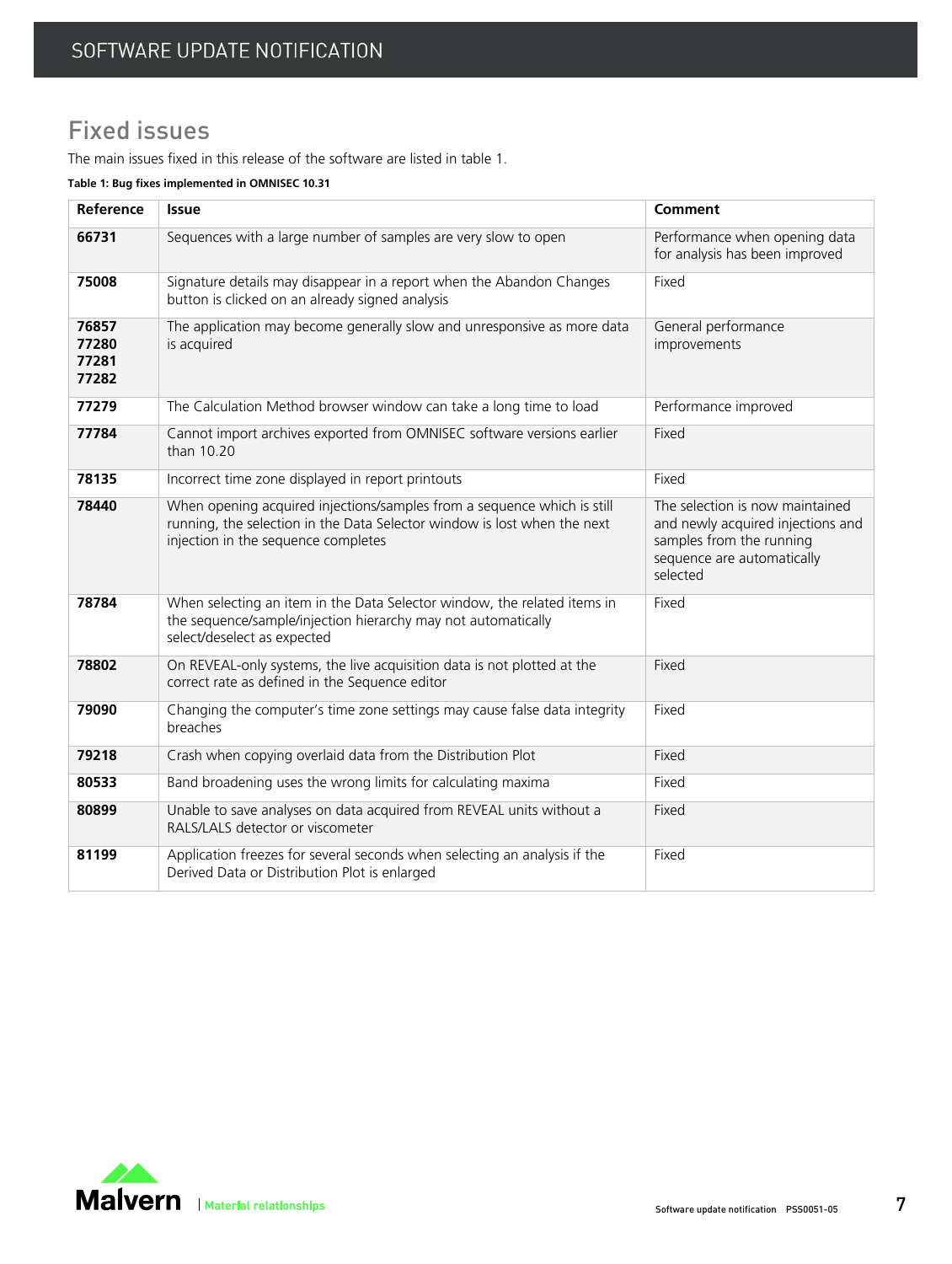## Fixed issues

The main issues fixed in this release of the software are listed in table 1.

**Table 1: Bug fixes implemented in OMNISEC 10.31**

| Reference | Issue | Comment |
|---|---|---|
| **66731** | Sequences with a large number of samples are very slow to open | Performance when opening data for analysis has been improved |
| **75008** | Signature details may disappear in a report when the Abandon Changes button is clicked on an already signed analysis | Fixed |
| **76857 77280 77281 77282** | The application may become generally slow and unresponsive as more data is acquired | General performance improvements |
| **77279** | The Calculation Method browser window can take a long time to load | Performance improved |
| **77784** | Cannot import archives exported from OMNISEC software versions earlier than 10.20 | Fixed |
| **78135** | Incorrect time zone displayed in report printouts | Fixed |
| **78440** | When opening acquired injections/samples from a sequence which is still running, the selection in the Data Selector window is lost when the next injection in the sequence completes | The selection is now maintained and newly acquired injections and samples from the running sequence are automatically selected |
| **78784** | When selecting an item in the Data Selector window, the related items in the sequence/sample/injection hierarchy may not automatically select/deselect as expected | Fixed |
| **78802** | On REVEAL-only systems, the live acquisition data is not plotted at the correct rate as defined in the Sequence editor | Fixed |
| **79090** | Changing the computer's time zone settings may cause false data integrity breaches | Fixed |
| **79218** | Crash when copying overlaid data from the Distribution Plot | Fixed |
| **80533** | Band broadening uses the wrong limits for calculating maxima | Fixed |
| **80899** | Unable to save analyses on data acquired from REVEAL units without a RALS/LALS detector or viscometer | Fixed |
| **81199** | Application freezes for several seconds when selecting an analysis if the Derived Data or Distribution Plot is enlarged | Fixed |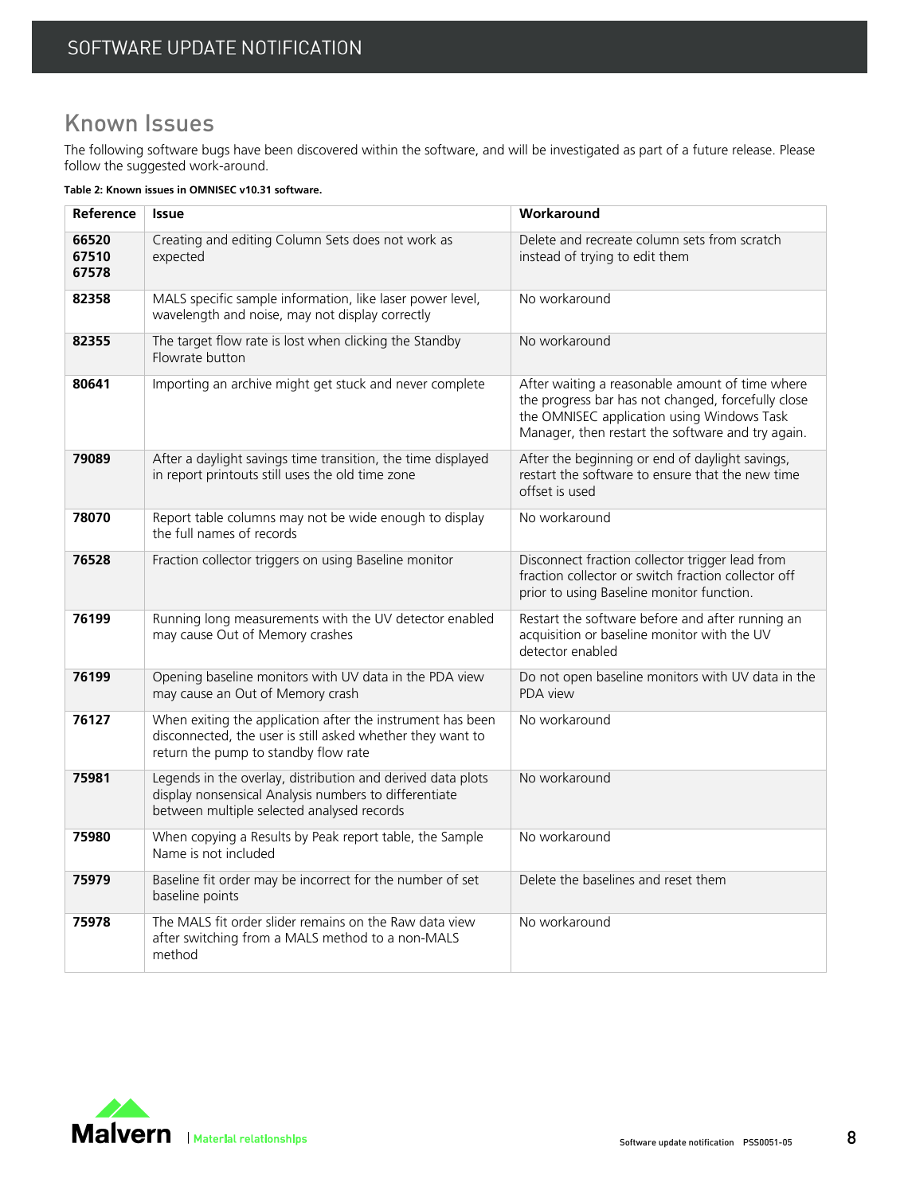## Known Issues

The following software bugs have been discovered within the software, and will be investigated as part of a future release. Please follow the suggested work-around.

**Table 2: Known issues in OMNISEC v10.31 software.**

| Reference | Issue | Workaround |
|---|---|---|
| **66520 67510 67578** | Creating and editing Column Sets does not work as expected | Delete and recreate column sets from scratch instead of trying to edit them |
| **82358** | MALS specific sample information, like laser power level, wavelength and noise, may not display correctly | No workaround |
| **82355** | The target flow rate is lost when clicking the Standby Flowrate button | No workaround |
| **80641** | Importing an archive might get stuck and never complete | After waiting a reasonable amount of time where the progress bar has not changed, forcefully close the OMNISEC application using Windows Task Manager, then restart the software and try again. |
| **79089** | After a daylight savings time transition, the time displayed in report printouts still uses the old time zone | After the beginning or end of daylight savings, restart the software to ensure that the new time offset is used |
| **78070** | Report table columns may not be wide enough to display the full names of records | No workaround |
| **76528** | Fraction collector triggers on using Baseline monitor | Disconnect fraction collector trigger lead from fraction collector or switch fraction collector off prior to using Baseline monitor function. |
| **76199** | Running long measurements with the UV detector enabled may cause Out of Memory crashes | Restart the software before and after running an acquisition or baseline monitor with the UV detector enabled |
| **76199** | Opening baseline monitors with UV data in the PDA view may cause an Out of Memory crash | Do not open baseline monitors with UV data in the PDA view |
| **76127** | When exiting the application after the instrument has been disconnected, the user is still asked whether they want to return the pump to standby flow rate | No workaround |
| **75981** | Legends in the overlay, distribution and derived data plots display nonsensical Analysis numbers to differentiate between multiple selected analysed records | No workaround |
| **75980** | When copying a Results by Peak report table, the Sample Name is not included | No workaround |
| **75979** | Baseline fit order may be incorrect for the number of set baseline points | Delete the baselines and reset them |
| **75978** | The MALS fit order slider remains on the Raw data view after switching from a MALS method to a non-MALS method | No workaround |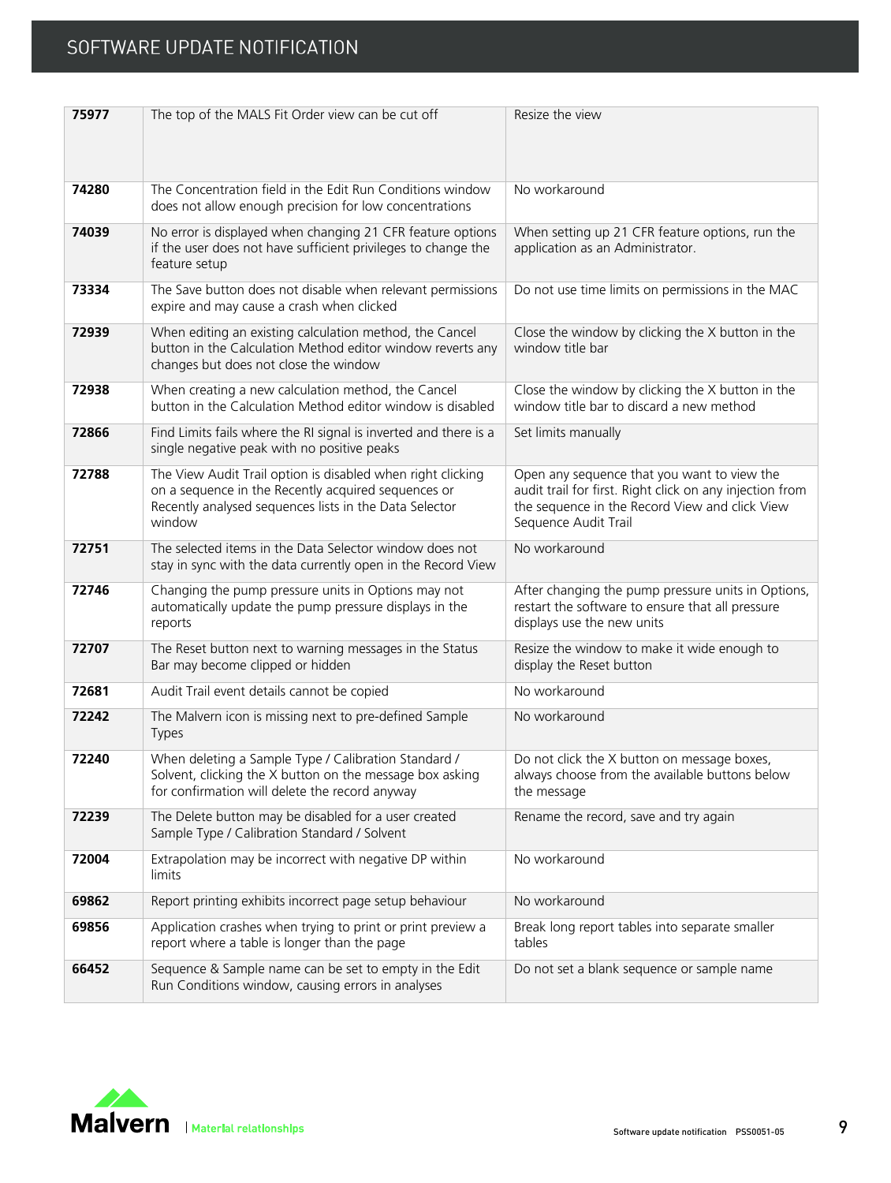| | | |
|---|---|---|
| **75977** | The top of the MALS Fit Order view can be cut off | Resize the view |
| **74280** | The Concentration field in the Edit Run Conditions window does not allow enough precision for low concentrations | No workaround |
| **74039** | No error is displayed when changing 21 CFR feature options if the user does not have sufficient privileges to change the feature setup | When setting up 21 CFR feature options, run the application as an Administrator. |
| **73334** | The Save button does not disable when relevant permissions expire and may cause a crash when clicked | Do not use time limits on permissions in the MAC |
| **72939** | When editing an existing calculation method, the Cancel button in the Calculation Method editor window reverts any changes but does not close the window | Close the window by clicking the X button in the window title bar |
| **72938** | When creating a new calculation method, the Cancel button in the Calculation Method editor window is disabled | Close the window by clicking the X button in the window title bar to discard a new method |
| **72866** | Find Limits fails where the RI signal is inverted and there is a single negative peak with no positive peaks | Set limits manually |
| **72788** | The View Audit Trail option is disabled when right clicking on a sequence in the Recently acquired sequences or Recently analysed sequences lists in the Data Selector window | Open any sequence that you want to view the audit trail for first. Right click on any injection from the sequence in the Record View and click View Sequence Audit Trail |
| **72751** | The selected items in the Data Selector window does not stay in sync with the data currently open in the Record View | No workaround |
| **72746** | Changing the pump pressure units in Options may not automatically update the pump pressure displays in the reports | After changing the pump pressure units in Options, restart the software to ensure that all pressure displays use the new units |
| **72707** | The Reset button next to warning messages in the Status Bar may become clipped or hidden | Resize the window to make it wide enough to display the Reset button |
| **72681** | Audit Trail event details cannot be copied | No workaround |
| **72242** | The Malvern icon is missing next to pre-defined Sample Types | No workaround |
| **72240** | When deleting a Sample Type / Calibration Standard / Solvent, clicking the X button on the message box asking for confirmation will delete the record anyway | Do not click the X button on message boxes, always choose from the available buttons below the message |
| **72239** | The Delete button may be disabled for a user created Sample Type / Calibration Standard / Solvent | Rename the record, save and try again |
| **72004** | Extrapolation may be incorrect with negative DP within limits | No workaround |
| **69862** | Report printing exhibits incorrect page setup behaviour | No workaround |
| **69856** | Application crashes when trying to print or print preview a report where a table is longer than the page | Break long report tables into separate smaller tables |
| **66452** | Sequence & Sample name can be set to empty in the Edit Run Conditions window, causing errors in analyses | Do not set a blank sequence or sample name |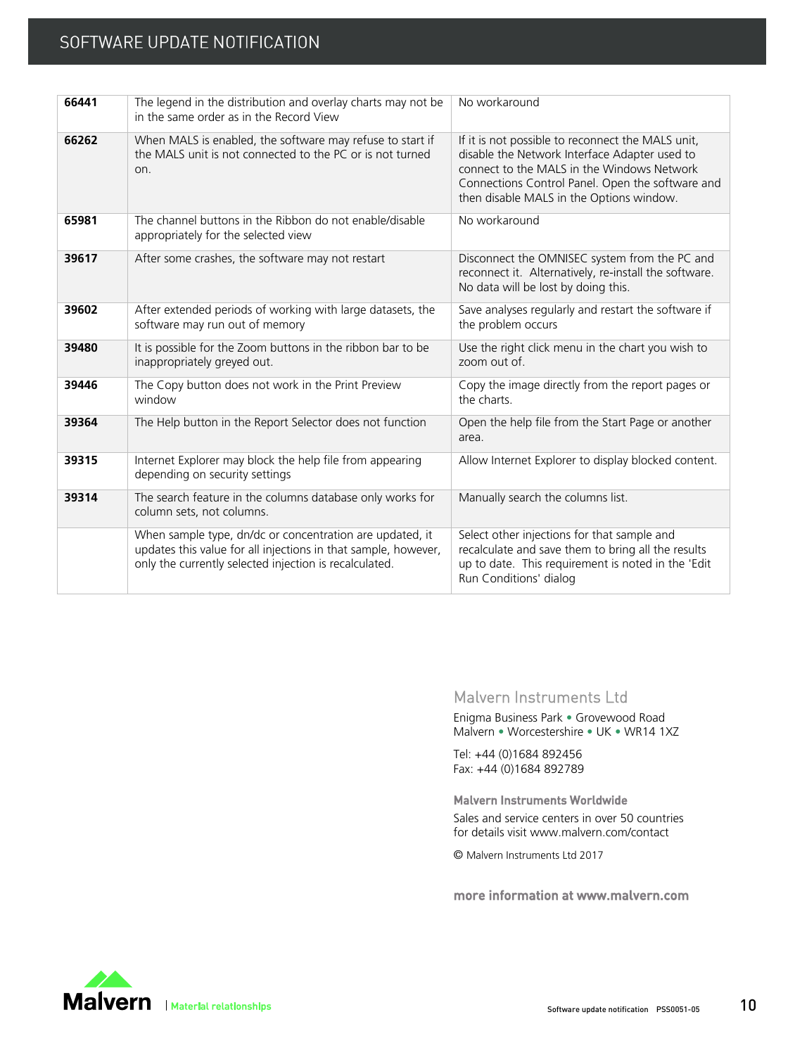| | | |
|---|---|---|
| **66441** | The legend in the distribution and overlay charts may not be in the same order as in the Record View | No workaround |
| **66262** | When MALS is enabled, the software may refuse to start if the MALS unit is not connected to the PC or is not turned on. | If it is not possible to reconnect the MALS unit, disable the Network Interface Adapter used to connect to the MALS in the Windows Network Connections Control Panel. Open the software and then disable MALS in the Options window. |
| **65981** | The channel buttons in the Ribbon do not enable/disable appropriately for the selected view | No workaround |
| **39617** | After some crashes, the software may not restart | Disconnect the OMNISEC system from the PC and reconnect it. Alternatively, re-install the software. No data will be lost by doing this. |
| **39602** | After extended periods of working with large datasets, the software may run out of memory | Save analyses regularly and restart the software if the problem occurs |
| **39480** | It is possible for the Zoom buttons in the ribbon bar to be inappropriately greyed out. | Use the right click menu in the chart you wish to zoom out of. |
| **39446** | The Copy button does not work in the Print Preview window | Copy the image directly from the report pages or the charts. |
| **39364** | The Help button in the Report Selector does not function | Open the help file from the Start Page or another area. |
| **39315** | Internet Explorer may block the help file from appearing depending on security settings | Allow Internet Explorer to display blocked content. |
| **39314** | The search feature in the columns database only works for column sets, not columns. | Manually search the columns list. |
| | When sample type, dn/dc or concentration are updated, it updates this value for all injections in that sample, however, only the currently selected injection is recalculated. | Select other injections for that sample and recalculate and save them to bring all the results up to date. This requirement is noted in the 'Edit Run Conditions' dialog |

Malvern Instruments Ltd

Enigma Business Park • Grovewood Road
Malvern • Worcestershire • UK • WR14 1XZ

Tel: +44 (0)1684 892456
Fax: +44 (0)1684 892789

**Malvern Instruments Worldwide**

Sales and service centers in over 50 countries
for details visit www.malvern.com/contact

© Malvern Instruments Ltd 2017

**more information at www.malvern.com**

**Malvern** | Material relationships

Software update notification PSS0051-05